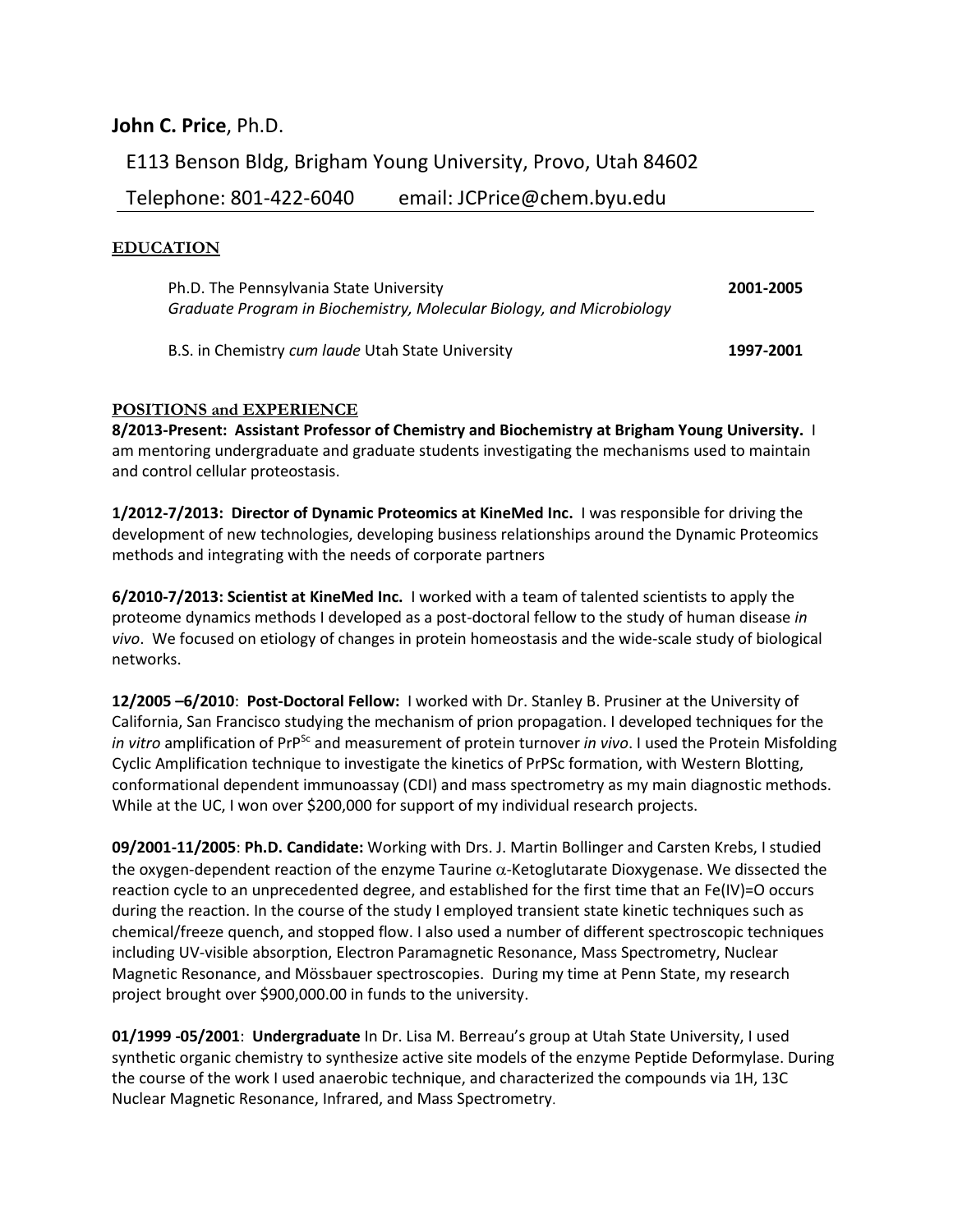**John C. Price**, Ph.D.

E113 Benson Bldg, Brigham Young University, Provo, Utah 84602

Telephone: 801-422-6040 email: JCPrice@chem.byu.edu

## EDUCATION

Ph.D. The Pennsylvania State University **2001-2005**
*Graduate Program in Biochemistry, Molecular Biology, and Microbiology*

B.S. in Chemistry *cum laude* Utah State University **1997-2001**

## POSITIONS and EXPERIENCE

**8/2013-Present: Assistant Professor of Chemistry and Biochemistry at Brigham Young University.** I am mentoring undergraduate and graduate students investigating the mechanisms used to maintain and control cellular proteostasis.

**1/2012-7/2013: Director of Dynamic Proteomics at KineMed Inc.** I was responsible for driving the development of new technologies, developing business relationships around the Dynamic Proteomics methods and integrating with the needs of corporate partners

**6/2010-7/2013: Scientist at KineMed Inc.** I worked with a team of talented scientists to apply the proteome dynamics methods I developed as a post-doctoral fellow to the study of human disease *in vivo*. We focused on etiology of changes in protein homeostasis and the wide-scale study of biological networks.

**12/2005 –6/2010**: **Post-Doctoral Fellow:** I worked with Dr. Stanley B. Prusiner at the University of California, San Francisco studying the mechanism of prion propagation. I developed techniques for the *in vitro* amplification of $PrP^{Sc}$ and measurement of protein turnover *in vivo*. I used the Protein Misfolding Cyclic Amplification technique to investigate the kinetics of PrPSc formation, with Western Blotting, conformational dependent immunoassay (CDI) and mass spectrometry as my main diagnostic methods. While at the UC, I won over $200,000 for support of my individual research projects.

**09/2001-11/2005**: **Ph.D. Candidate:** Working with Drs. J. Martin Bollinger and Carsten Krebs, I studied the oxygen-dependent reaction of the enzyme Taurine $\alpha$-Ketoglutarate Dioxygenase. We dissected the reaction cycle to an unprecedented degree, and established for the first time that an Fe(IV)=O occurs during the reaction. In the course of the study I employed transient state kinetic techniques such as chemical/freeze quench, and stopped flow. I also used a number of different spectroscopic techniques including UV-visible absorption, Electron Paramagnetic Resonance, Mass Spectrometry, Nuclear Magnetic Resonance, and Mössbauer spectroscopies. During my time at Penn State, my research project brought over $900,000.00 in funds to the university.

**01/1999 -05/2001**: **Undergraduate** In Dr. Lisa M. Berreau's group at Utah State University, I used synthetic organic chemistry to synthesize active site models of the enzyme Peptide Deformylase. During the course of the work I used anaerobic technique, and characterized the compounds via 1H, 13C Nuclear Magnetic Resonance, Infrared, and Mass Spectrometry.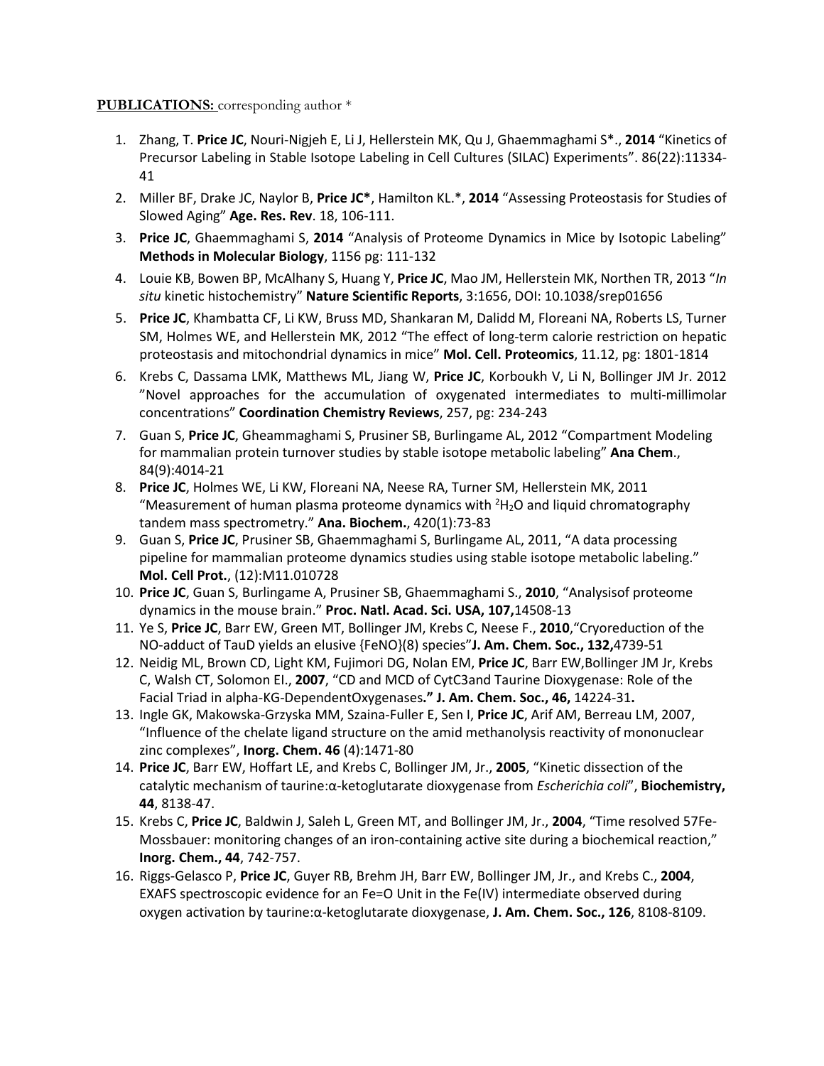**PUBLICATIONS:** corresponding author *

1. Zhang, T. **Price JC**, Nouri-Nigjeh E, Li J, Hellerstein MK, Qu J, Ghaemmaghami S*., **2014** "Kinetics of Precursor Labeling in Stable Isotope Labeling in Cell Cultures (SILAC) Experiments". 86(22):11334-41
2. Miller BF, Drake JC, Naylor B, **Price JC***, Hamilton KL.*, **2014** "Assessing Proteostasis for Studies of Slowed Aging" **Age. Res. Rev**. 18, 106-111.
3. **Price JC**, Ghaemmaghami S, **2014** "Analysis of Proteome Dynamics in Mice by Isotopic Labeling" **Methods in Molecular Biology**, 1156 pg: 111-132
4. Louie KB, Bowen BP, McAlhany S, Huang Y, **Price JC**, Mao JM, Hellerstein MK, Northen TR, 2013 "*In situ* kinetic histochemistry" **Nature Scientific Reports**, 3:1656, DOI: 10.1038/srep01656
5. **Price JC**, Khambatta CF, Li KW, Bruss MD, Shankaran M, Dalidd M, Floreani NA, Roberts LS, Turner SM, Holmes WE, and Hellerstein MK, 2012 "The effect of long-term calorie restriction on hepatic proteostasis and mitochondrial dynamics in mice" **Mol. Cell. Proteomics**, 11.12, pg: 1801-1814
6. Krebs C, Dassama LMK, Matthews ML, Jiang W, **Price JC**, Korboukh V, Li N, Bollinger JM Jr. 2012 "Novel approaches for the accumulation of oxygenated intermediates to multi-millimolar concentrations" **Coordination Chemistry Reviews**, 257, pg: 234-243
7. Guan S, **Price JC**, Gheammaghami S, Prusiner SB, Burlingame AL, 2012 "Compartment Modeling for mammalian protein turnover studies by stable isotope metabolic labeling" **Ana Chem**., 84(9):4014-21
8. **Price JC**, Holmes WE, Li KW, Floreani NA, Neese RA, Turner SM, Hellerstein MK, 2011 "Measurement of human plasma proteome dynamics with $^{2}H_2O$ and liquid chromatography tandem mass spectrometry." **Ana. Biochem.**, 420(1):73-83
9. Guan S, **Price JC**, Prusiner SB, Ghaemmaghami S, Burlingame AL, 2011, "A data processing pipeline for mammalian proteome dynamics studies using stable isotope metabolic labeling." **Mol. Cell Prot.**, (12):M11.010728
10. **Price JC**, Guan S, Burlingame A, Prusiner SB, Ghaemmaghami S., **2010**, "Analysisof proteome dynamics in the mouse brain." **Proc. Natl. Acad. Sci. USA, 107,**14508-13
11. Ye S, **Price JC**, Barr EW, Green MT, Bollinger JM, Krebs C, Neese F., **2010**,"Cryoreduction of the NO-adduct of TauD yields an elusive {FeNO}(8) species"**J. Am. Chem. Soc., 132,**4739-51
12. Neidig ML, Brown CD, Light KM, Fujimori DG, Nolan EM, **Price JC**, Barr EW,Bollinger JM Jr, Krebs C, Walsh CT, Solomon EI., **2007**, "CD and MCD of CytC3and Taurine Dioxygenase: Role of the Facial Triad in alpha-KG-DependentOxygenases**." J. Am. Chem. Soc., 46,** 14224-31**.**
13. Ingle GK, Makowska-Grzyska MM, Szaina-Fuller E, Sen I, **Price JC**, Arif AM, Berreau LM, 2007, "Influence of the chelate ligand structure on the amid methanolysis reactivity of mononuclear zinc complexes", **Inorg. Chem. 46** (4):1471-80
14. **Price JC**, Barr EW, Hoffart LE, and Krebs C, Bollinger JM, Jr., **2005**, "Kinetic dissection of the catalytic mechanism of taurine:α-ketoglutarate dioxygenase from *Escherichia coli*", **Biochemistry, 44**, 8138-47.
15. Krebs C, **Price JC**, Baldwin J, Saleh L, Green MT, and Bollinger JM, Jr., **2004**, "Time resolved 57Fe-Mossbauer: monitoring changes of an iron-containing active site during a biochemical reaction," **Inorg. Chem., 44**, 742-757.
16. Riggs-Gelasco P, **Price JC**, Guyer RB, Brehm JH, Barr EW, Bollinger JM, Jr., and Krebs C., **2004**, EXAFS spectroscopic evidence for an Fe=O Unit in the Fe(IV) intermediate observed during oxygen activation by taurine:α-ketoglutarate dioxygenase, **J. Am. Chem. Soc., 126**, 8108-8109.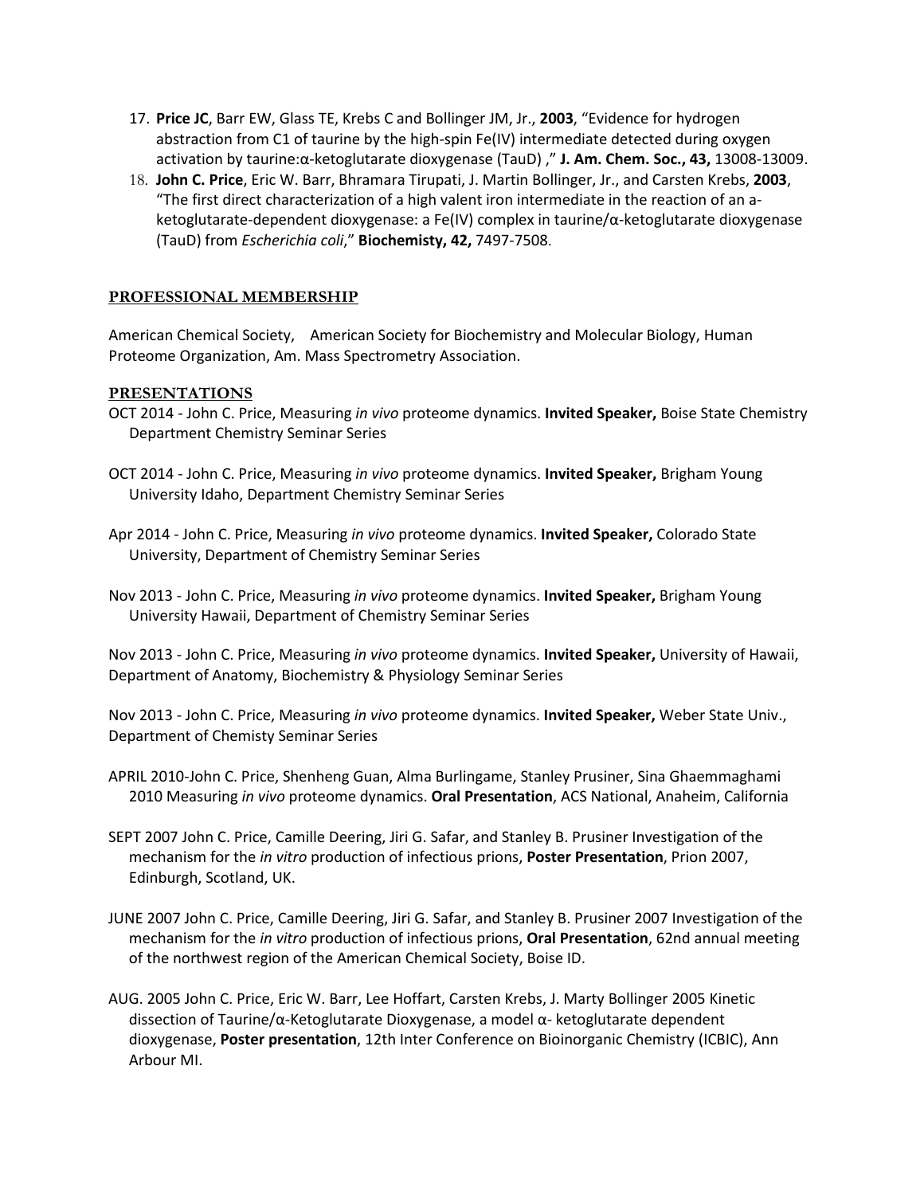17. **Price JC**, Barr EW, Glass TE, Krebs C and Bollinger JM, Jr., **2003**, "Evidence for hydrogen abstraction from C1 of taurine by the high-spin Fe(IV) intermediate detected during oxygen activation by taurine:α-ketoglutarate dioxygenase (TauD) ," **J. Am. Chem. Soc., 43,** 13008-13009.
18. **John C. Price**, Eric W. Barr, Bhramara Tirupati, J. Martin Bollinger, Jr., and Carsten Krebs, **2003**, "The first direct characterization of a high valent iron intermediate in the reaction of an a-ketoglutarate-dependent dioxygenase: a Fe(IV) complex in taurine/α-ketoglutarate dioxygenase (TauD) from *Escherichia coli*," **Biochemisty, 42,** 7497-7508.

## PROFESSIONAL MEMBERSHIP

American Chemical Society, American Society for Biochemistry and Molecular Biology, Human Proteome Organization, Am. Mass Spectrometry Association.

## PRESENTATIONS

OCT 2014 - John C. Price, Measuring *in vivo* proteome dynamics. **Invited Speaker,** Boise State Chemistry Department Chemistry Seminar Series

OCT 2014 - John C. Price, Measuring *in vivo* proteome dynamics. **Invited Speaker,** Brigham Young University Idaho, Department Chemistry Seminar Series

Apr 2014 - John C. Price, Measuring *in vivo* proteome dynamics. **Invited Speaker,** Colorado State University, Department of Chemistry Seminar Series

Nov 2013 - John C. Price, Measuring *in vivo* proteome dynamics. **Invited Speaker,** Brigham Young University Hawaii, Department of Chemistry Seminar Series

Nov 2013 - John C. Price, Measuring *in vivo* proteome dynamics. **Invited Speaker,** University of Hawaii, Department of Anatomy, Biochemistry & Physiology Seminar Series

Nov 2013 - John C. Price, Measuring *in vivo* proteome dynamics. **Invited Speaker,** Weber State Univ., Department of Chemisty Seminar Series

APRIL 2010-John C. Price, Shenheng Guan, Alma Burlingame, Stanley Prusiner, Sina Ghaemmaghami 2010 Measuring *in vivo* proteome dynamics. **Oral Presentation**, ACS National, Anaheim, California

SEPT 2007 John C. Price, Camille Deering, Jiri G. Safar, and Stanley B. Prusiner Investigation of the mechanism for the *in vitro* production of infectious prions, **Poster Presentation**, Prion 2007, Edinburgh, Scotland, UK.

JUNE 2007 John C. Price, Camille Deering, Jiri G. Safar, and Stanley B. Prusiner 2007 Investigation of the mechanism for the *in vitro* production of infectious prions, **Oral Presentation**, 62nd annual meeting of the northwest region of the American Chemical Society, Boise ID.

AUG. 2005 John C. Price, Eric W. Barr, Lee Hoffart, Carsten Krebs, J. Marty Bollinger 2005 Kinetic dissection of Taurine/α-Ketoglutarate Dioxygenase, a model α- ketoglutarate dependent dioxygenase, **Poster presentation**, 12th Inter Conference on Bioinorganic Chemistry (ICBIC), Ann Arbour MI.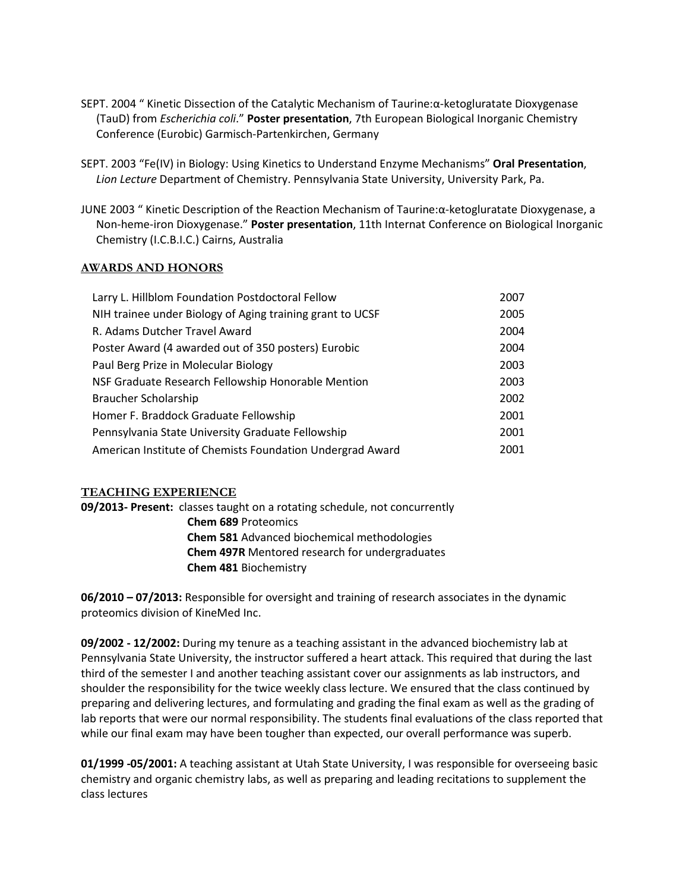SEPT. 2004 " Kinetic Dissection of the Catalytic Mechanism of Taurine:α-ketogluratate Dioxygenase (TauD) from *Escherichia coli*." **Poster presentation**, 7th European Biological Inorganic Chemistry Conference (Eurobic) Garmisch-Partenkirchen, Germany

SEPT. 2003 "Fe(IV) in Biology: Using Kinetics to Understand Enzyme Mechanisms" **Oral Presentation**, *Lion Lecture* Department of Chemistry. Pennsylvania State University, University Park, Pa.

JUNE 2003 " Kinetic Description of the Reaction Mechanism of Taurine:α-ketogluratate Dioxygenase, a Non-heme-iron Dioxygenase." **Poster presentation**, 11th Internat Conference on Biological Inorganic Chemistry (I.C.B.I.C.) Cairns, Australia

## AWARDS AND HONORS

| | |
|---|---|
| Larry L. Hillblom Foundation Postdoctoral Fellow | 2007 |
| NIH trainee under Biology of Aging training grant to UCSF | 2005 |
| R. Adams Dutcher Travel Award | 2004 |
| Poster Award (4 awarded out of 350 posters) Eurobic | 2004 |
| Paul Berg Prize in Molecular Biology | 2003 |
| NSF Graduate Research Fellowship Honorable Mention | 2003 |
| Braucher Scholarship | 2002 |
| Homer F. Braddock Graduate Fellowship | 2001 |
| Pennsylvania State University Graduate Fellowship | 2001 |
| American Institute of Chemists Foundation Undergrad Award | 2001 |

## TEACHING EXPERIENCE

**09/2013- Present:** classes taught on a rotating schedule, not concurrently

- **Chem 689** Proteomics
- **Chem 581** Advanced biochemical methodologies
- **Chem 497R** Mentored research for undergraduates
- **Chem 481** Biochemistry

**06/2010 – 07/2013:** Responsible for oversight and training of research associates in the dynamic proteomics division of KineMed Inc.

**09/2002 - 12/2002:** During my tenure as a teaching assistant in the advanced biochemistry lab at Pennsylvania State University, the instructor suffered a heart attack. This required that during the last third of the semester I and another teaching assistant cover our assignments as lab instructors, and shoulder the responsibility for the twice weekly class lecture. We ensured that the class continued by preparing and delivering lectures, and formulating and grading the final exam as well as the grading of lab reports that were our normal responsibility. The students final evaluations of the class reported that while our final exam may have been tougher than expected, our overall performance was superb.

**01/1999 -05/2001:** A teaching assistant at Utah State University, I was responsible for overseeing basic chemistry and organic chemistry labs, as well as preparing and leading recitations to supplement the class lectures